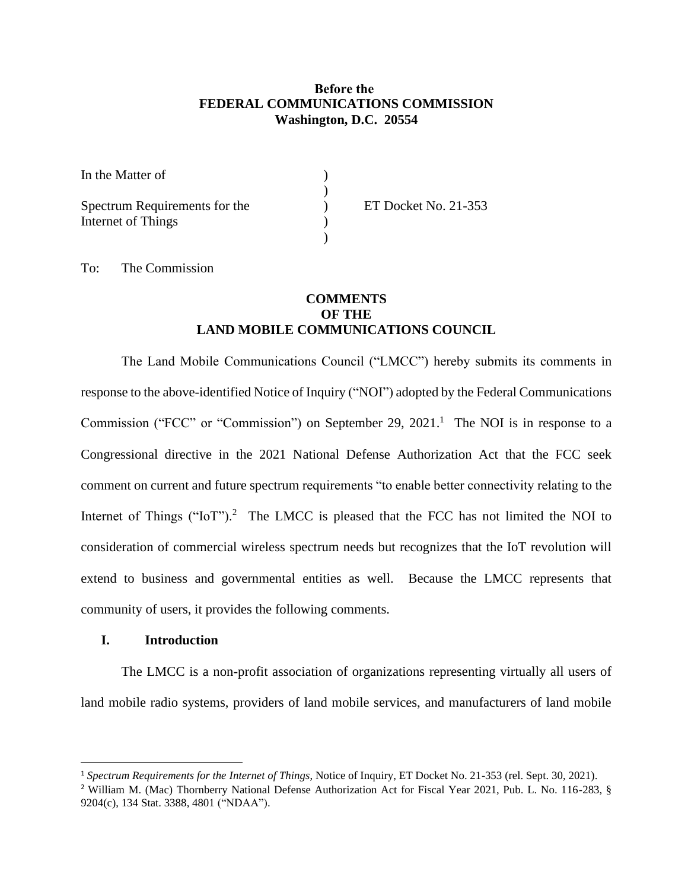**Before the**
**FEDERAL COMMUNICATIONS COMMISSION**
**Washington, D.C. 20554**

| | | |
|---|---|---|
| In the Matter of | ) | |
| | ) | |
| Spectrum Requirements for the | ) | ET Docket No. 21-353 |
| Internet of Things | ) | |
| | ) | |

To: The Commission

**COMMENTS**
**OF THE**
**LAND MOBILE COMMUNICATIONS COUNCIL**

The Land Mobile Communications Council ("LMCC") hereby submits its comments in response to the above-identified Notice of Inquiry ("NOI") adopted by the Federal Communications Commission ("FCC" or "Commission") on September 29, 2021.[1] The NOI is in response to a Congressional directive in the 2021 National Defense Authorization Act that the FCC seek comment on current and future spectrum requirements "to enable better connectivity relating to the Internet of Things ("IoT").[2] The LMCC is pleased that the FCC has not limited the NOI to consideration of commercial wireless spectrum needs but recognizes that the IoT revolution will extend to business and governmental entities as well. Because the LMCC represents that community of users, it provides the following comments.

## I. Introduction

The LMCC is a non-profit association of organizations representing virtually all users of land mobile radio systems, providers of land mobile services, and manufacturers of land mobile

---

[1] *Spectrum Requirements for the Internet of Things*, Notice of Inquiry, ET Docket No. 21-353 (rel. Sept. 30, 2021).

[2] William M. (Mac) Thornberry National Defense Authorization Act for Fiscal Year 2021, Pub. L. No. 116-283, § 9204(c), 134 Stat. 3388, 4801 ("NDAA").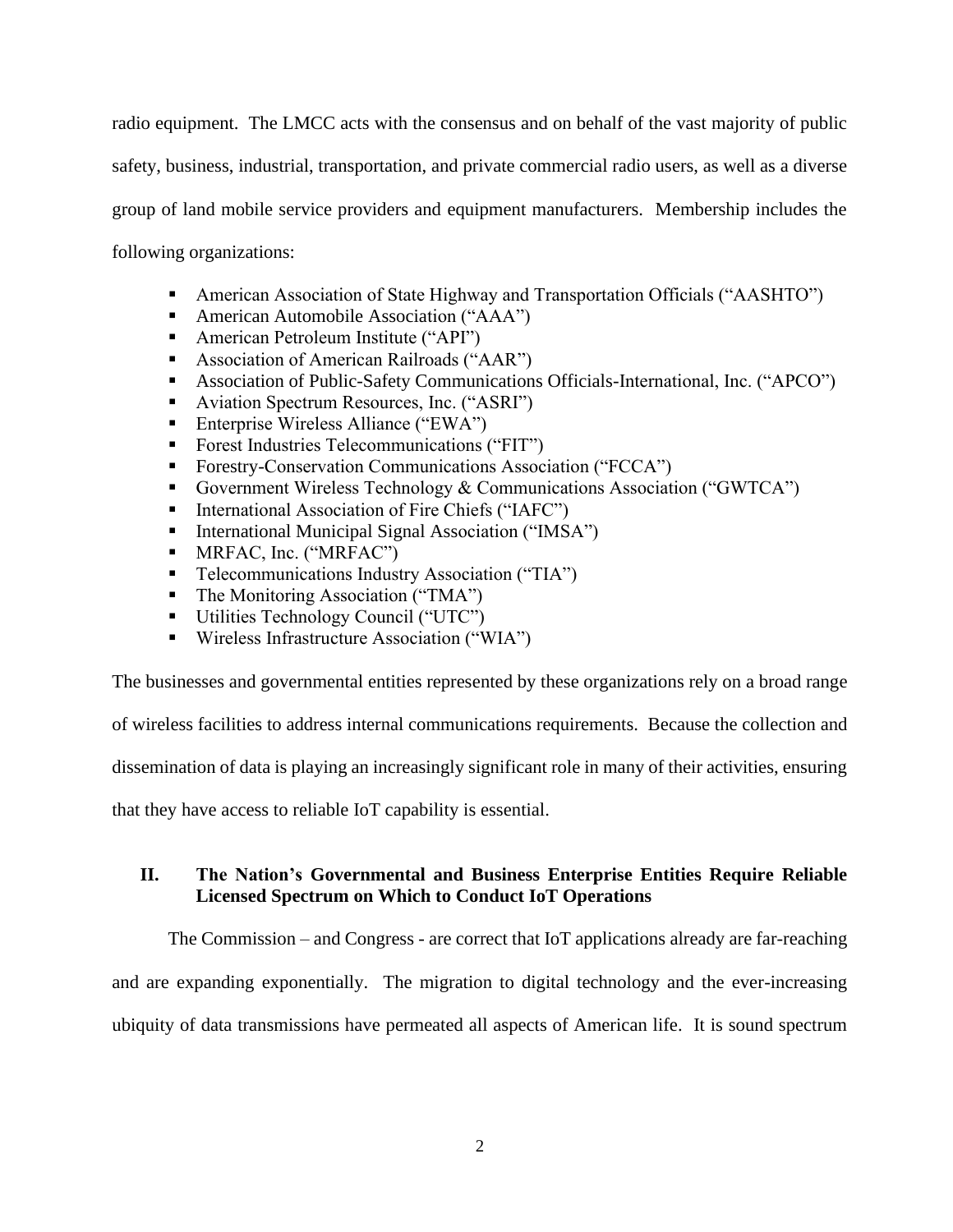radio equipment. The LMCC acts with the consensus and on behalf of the vast majority of public safety, business, industrial, transportation, and private commercial radio users, as well as a diverse group of land mobile service providers and equipment manufacturers. Membership includes the following organizations:

- American Association of State Highway and Transportation Officials ("AASHTO")
- American Automobile Association ("AAA")
- American Petroleum Institute ("API")
- Association of American Railroads ("AAR")
- Association of Public-Safety Communications Officials-International, Inc. ("APCO")
- Aviation Spectrum Resources, Inc. ("ASRI")
- Enterprise Wireless Alliance ("EWA")
- Forest Industries Telecommunications ("FIT")
- Forestry-Conservation Communications Association ("FCCA")
- Government Wireless Technology & Communications Association ("GWTCA")
- International Association of Fire Chiefs ("IAFC")
- International Municipal Signal Association ("IMSA")
- MRFAC, Inc. ("MRFAC")
- Telecommunications Industry Association ("TIA")
- The Monitoring Association ("TMA")
- Utilities Technology Council ("UTC")
- Wireless Infrastructure Association ("WIA")

The businesses and governmental entities represented by these organizations rely on a broad range of wireless facilities to address internal communications requirements. Because the collection and dissemination of data is playing an increasingly significant role in many of their activities, ensuring that they have access to reliable IoT capability is essential.

## II. The Nation's Governmental and Business Enterprise Entities Require Reliable Licensed Spectrum on Which to Conduct IoT Operations

The Commission – and Congress - are correct that IoT applications already are far-reaching and are expanding exponentially. The migration to digital technology and the ever-increasing ubiquity of data transmissions have permeated all aspects of American life. It is sound spectrum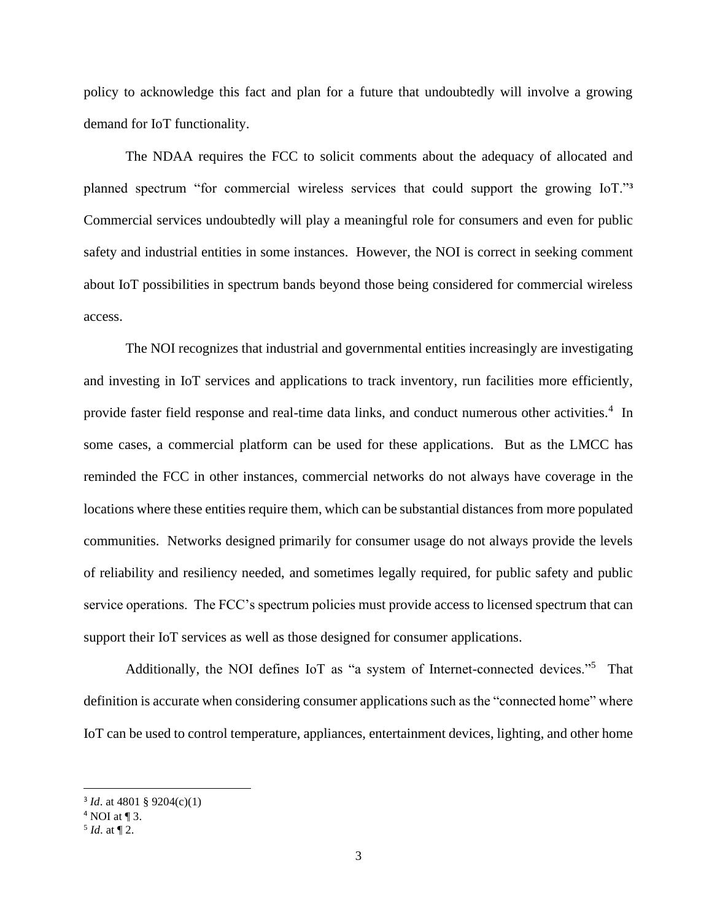policy to acknowledge this fact and plan for a future that undoubtedly will involve a growing demand for IoT functionality.

The NDAA requires the FCC to solicit comments about the adequacy of allocated and planned spectrum "for commercial wireless services that could support the growing IoT."[3] Commercial services undoubtedly will play a meaningful role for consumers and even for public safety and industrial entities in some instances. However, the NOI is correct in seeking comment about IoT possibilities in spectrum bands beyond those being considered for commercial wireless access.

The NOI recognizes that industrial and governmental entities increasingly are investigating and investing in IoT services and applications to track inventory, run facilities more efficiently, provide faster field response and real-time data links, and conduct numerous other activities.[4] In some cases, a commercial platform can be used for these applications. But as the LMCC has reminded the FCC in other instances, commercial networks do not always have coverage in the locations where these entities require them, which can be substantial distances from more populated communities. Networks designed primarily for consumer usage do not always provide the levels of reliability and resiliency needed, and sometimes legally required, for public safety and public service operations. The FCC's spectrum policies must provide access to licensed spectrum that can support their IoT services as well as those designed for consumer applications.

Additionally, the NOI defines IoT as "a system of Internet-connected devices."[5] That definition is accurate when considering consumer applications such as the "connected home" where IoT can be used to control temperature, appliances, entertainment devices, lighting, and other home

---

[3] *Id*. at 4801 § 9204(c)(1)

[4] NOI at ¶ 3.

[5] *Id*. at ¶ 2.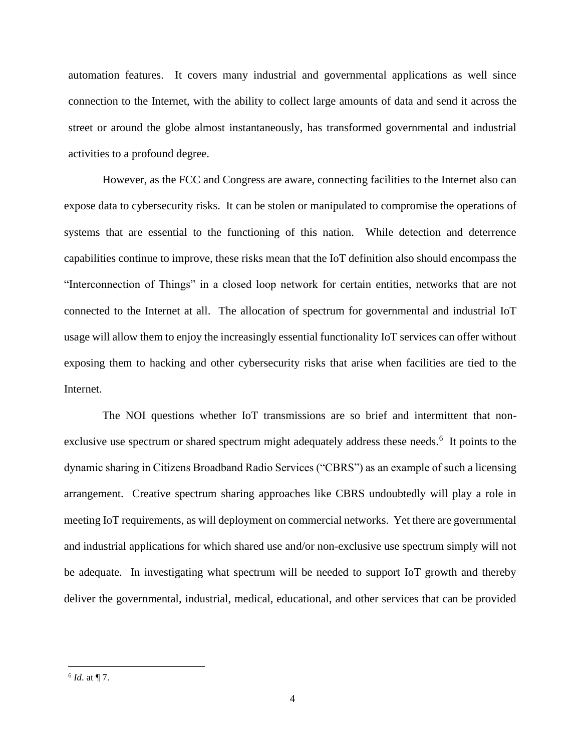automation features. It covers many industrial and governmental applications as well since connection to the Internet, with the ability to collect large amounts of data and send it across the street or around the globe almost instantaneously, has transformed governmental and industrial activities to a profound degree.

However, as the FCC and Congress are aware, connecting facilities to the Internet also can expose data to cybersecurity risks. It can be stolen or manipulated to compromise the operations of systems that are essential to the functioning of this nation. While detection and deterrence capabilities continue to improve, these risks mean that the IoT definition also should encompass the "Interconnection of Things" in a closed loop network for certain entities, networks that are not connected to the Internet at all. The allocation of spectrum for governmental and industrial IoT usage will allow them to enjoy the increasingly essential functionality IoT services can offer without exposing them to hacking and other cybersecurity risks that arise when facilities are tied to the Internet.

The NOI questions whether IoT transmissions are so brief and intermittent that non-exclusive use spectrum or shared spectrum might adequately address these needs.[6] It points to the dynamic sharing in Citizens Broadband Radio Services ("CBRS") as an example of such a licensing arrangement. Creative spectrum sharing approaches like CBRS undoubtedly will play a role in meeting IoT requirements, as will deployment on commercial networks. Yet there are governmental and industrial applications for which shared use and/or non-exclusive use spectrum simply will not be adequate. In investigating what spectrum will be needed to support IoT growth and thereby deliver the governmental, industrial, medical, educational, and other services that can be provided

---

[6] *Id*. at ¶ 7.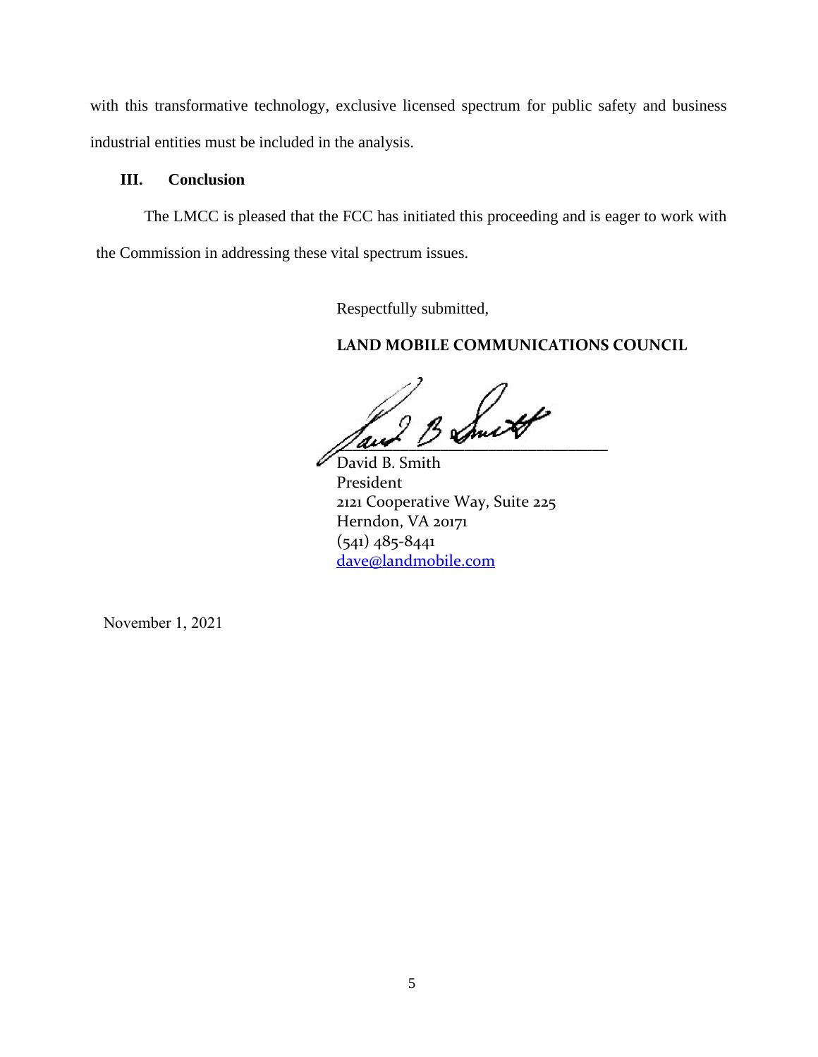with this transformative technology, exclusive licensed spectrum for public safety and business industrial entities must be included in the analysis.

## III. Conclusion

The LMCC is pleased that the FCC has initiated this proceeding and is eager to work with the Commission in addressing these vital spectrum issues.

Respectfully submitted,

**LAND MOBILE COMMUNICATIONS COUNCIL**

David B. Smith
President
2121 Cooperative Way, Suite 225
Herndon, VA 20171
(541) 485-8441
dave@landmobile.com

November 1, 2021